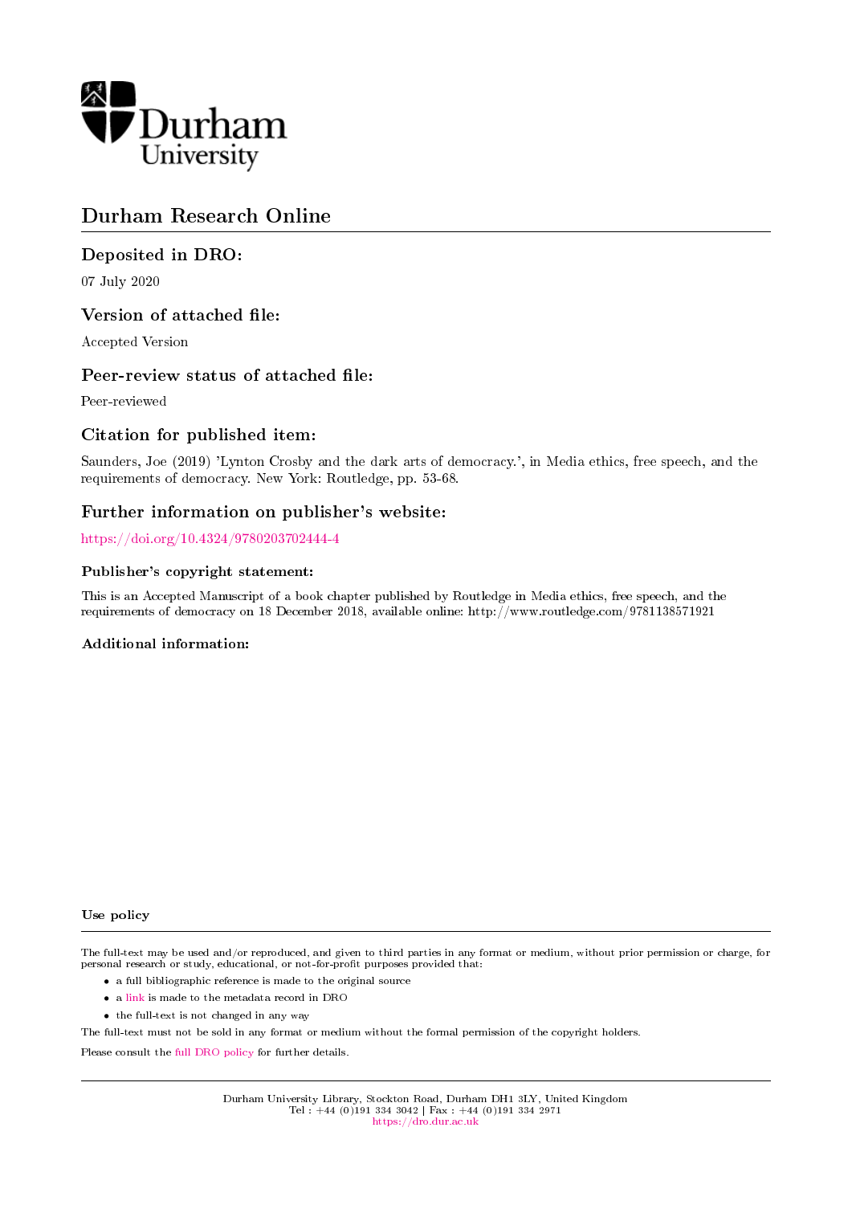Durham University

# Durham Research Online

## Deposited in DRO:

07 July 2020

## Version of attached file:

Accepted Version

## Peer-review status of attached file:

Peer-reviewed

## Citation for published item:

Saunders, Joe (2019) 'Lynton Crosby and the dark arts of democracy.', in Media ethics, free speech, and the requirements of democracy. New York: Routledge, pp. 53-68.

## Further information on publisher's website:

https://doi.org/10.4324/9780203702444-4

### Publisher's copyright statement:

This is an Accepted Manuscript of a book chapter published by Routledge in Media ethics, free speech, and the requirements of democracy on 18 December 2018, available online: http://www.routledge.com/9781138571921

### Additional information:

#### Use policy

The full-text may be used and/or reproduced, and given to third parties in any format or medium, without prior permission or charge, for personal research or study, educational, or not-for-profit purposes provided that:

- a full bibliographic reference is made to the original source
- a link is made to the metadata record in DRO
- the full-text is not changed in any way

The full-text must not be sold in any format or medium without the formal permission of the copyright holders.

Please consult the full DRO policy for further details.

Durham University Library, Stockton Road, Durham DH1 3LY, United Kingdom
Tel : +44 (0)191 334 3042 | Fax : +44 (0)191 334 2971
https://dro.dur.ac.uk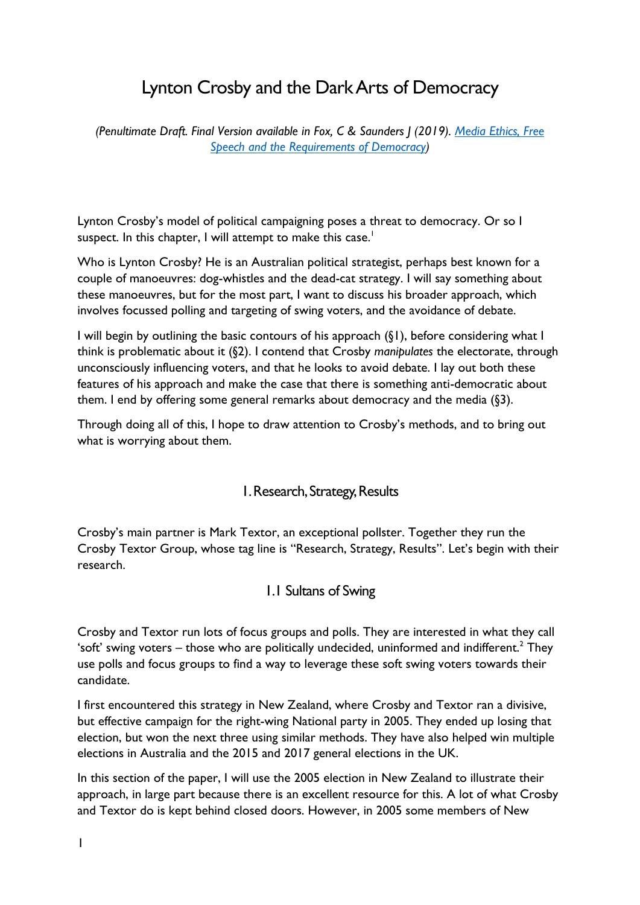# Lynton Crosby and the Dark Arts of Democracy

*(Penultimate Draft. Final Version available in Fox, C & Saunders J (2019). [Media Ethics, Free Speech and the Requirements of Democracy](Media Ethics, Free Speech and the Requirements of Democracy))*

Lynton Crosby's model of political campaigning poses a threat to democracy. Or so I suspect. In this chapter, I will attempt to make this case.[1]

Who is Lynton Crosby? He is an Australian political strategist, perhaps best known for a couple of manoeuvres: dog-whistles and the dead-cat strategy. I will say something about these manoeuvres, but for the most part, I want to discuss his broader approach, which involves focussed polling and targeting of swing voters, and the avoidance of debate.

I will begin by outlining the basic contours of his approach (§1), before considering what I think is problematic about it (§2). I contend that Crosby *manipulates* the electorate, through unconsciously influencing voters, and that he looks to avoid debate. I lay out both these features of his approach and make the case that there is something anti-democratic about them. I end by offering some general remarks about democracy and the media (§3).

Through doing all of this, I hope to draw attention to Crosby's methods, and to bring out what is worrying about them.

## 1. Research, Strategy, Results

Crosby's main partner is Mark Textor, an exceptional pollster. Together they run the Crosby Textor Group, whose tag line is "Research, Strategy, Results". Let's begin with their research.

### 1.1 Sultans of Swing

Crosby and Textor run lots of focus groups and polls. They are interested in what they call 'soft' swing voters – those who are politically undecided, uninformed and indifferent.[2] They use polls and focus groups to find a way to leverage these soft swing voters towards their candidate.

I first encountered this strategy in New Zealand, where Crosby and Textor ran a divisive, but effective campaign for the right-wing National party in 2005. They ended up losing that election, but won the next three using similar methods. They have also helped win multiple elections in Australia and the 2015 and 2017 general elections in the UK.

In this section of the paper, I will use the 2005 election in New Zealand to illustrate their approach, in large part because there is an excellent resource for this. A lot of what Crosby and Textor do is kept behind closed doors. However, in 2005 some members of New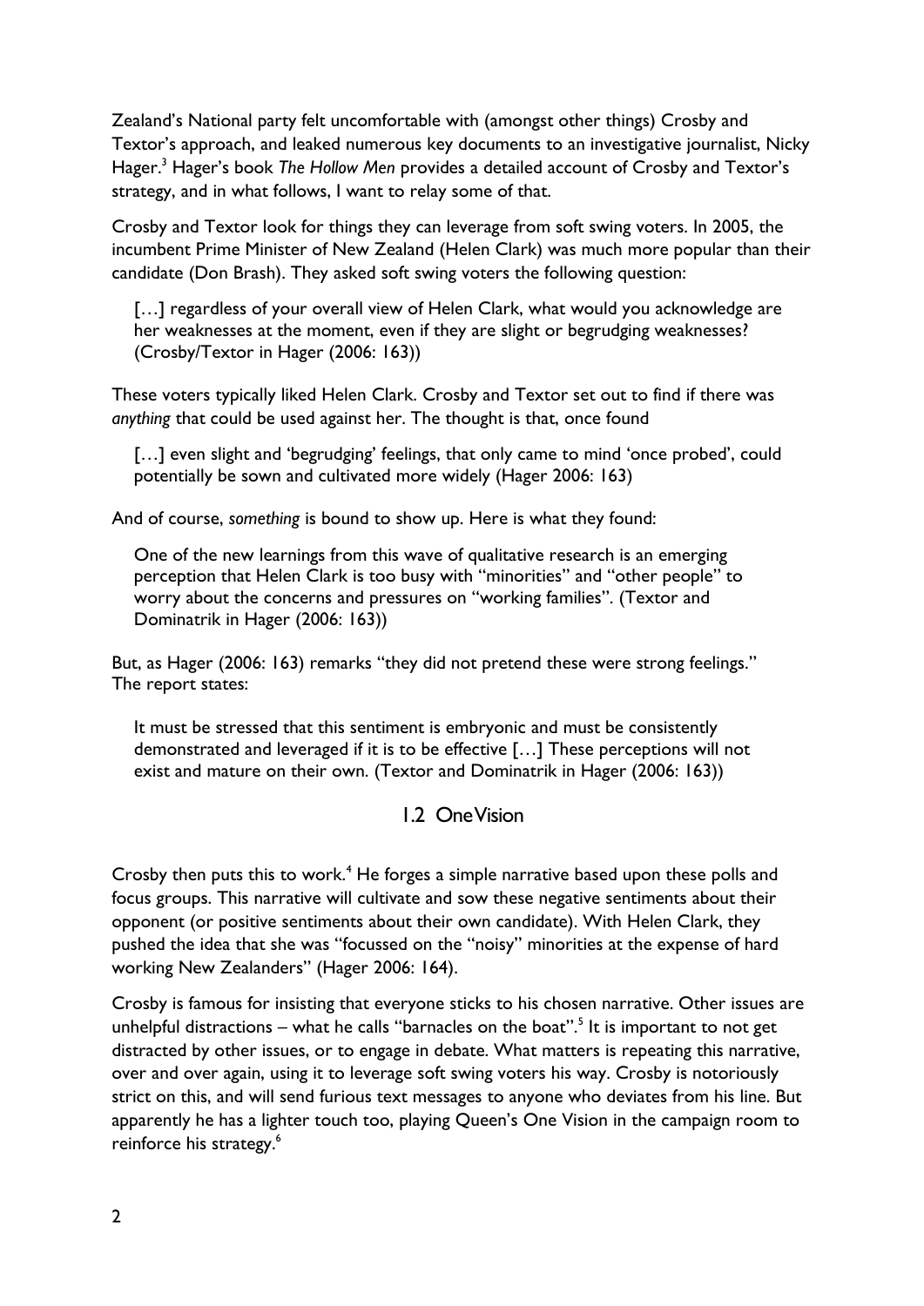Zealand's National party felt uncomfortable with (amongst other things) Crosby and Textor's approach, and leaked numerous key documents to an investigative journalist, Nicky Hager.[3] Hager's book *The Hollow Men* provides a detailed account of Crosby and Textor's strategy, and in what follows, I want to relay some of that.

Crosby and Textor look for things they can leverage from soft swing voters. In 2005, the incumbent Prime Minister of New Zealand (Helen Clark) was much more popular than their candidate (Don Brash). They asked soft swing voters the following question:

> […] regardless of your overall view of Helen Clark, what would you acknowledge are her weaknesses at the moment, even if they are slight or begrudging weaknesses? (Crosby/Textor in Hager (2006: 163))

These voters typically liked Helen Clark. Crosby and Textor set out to find if there was *anything* that could be used against her. The thought is that, once found

> […] even slight and 'begrudging' feelings, that only came to mind 'once probed', could potentially be sown and cultivated more widely (Hager 2006: 163)

And of course, *something* is bound to show up. Here is what they found:

> One of the new learnings from this wave of qualitative research is an emerging perception that Helen Clark is too busy with "minorities" and "other people" to worry about the concerns and pressures on "working families". (Textor and Dominatrik in Hager (2006: 163))

But, as Hager (2006: 163) remarks "they did not pretend these were strong feelings." The report states:

> It must be stressed that this sentiment is embryonic and must be consistently demonstrated and leveraged if it is to be effective […] These perceptions will not exist and mature on their own. (Textor and Dominatrik in Hager (2006: 163))

## 1.2 One Vision

Crosby then puts this to work.[4] He forges a simple narrative based upon these polls and focus groups. This narrative will cultivate and sow these negative sentiments about their opponent (or positive sentiments about their own candidate). With Helen Clark, they pushed the idea that she was "focussed on the "noisy" minorities at the expense of hard working New Zealanders" (Hager 2006: 164).

Crosby is famous for insisting that everyone sticks to his chosen narrative. Other issues are unhelpful distractions – what he calls "barnacles on the boat".[5] It is important to not get distracted by other issues, or to engage in debate. What matters is repeating this narrative, over and over again, using it to leverage soft swing voters his way. Crosby is notoriously strict on this, and will send furious text messages to anyone who deviates from his line. But apparently he has a lighter touch too, playing Queen's One Vision in the campaign room to reinforce his strategy.[6]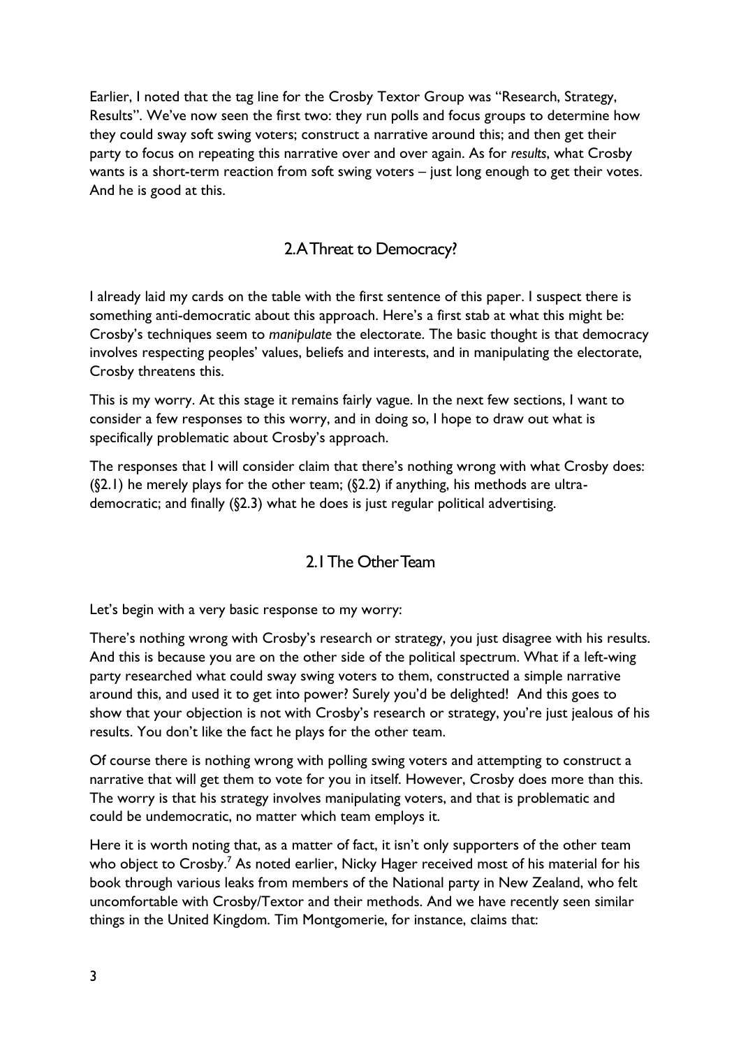Earlier, I noted that the tag line for the Crosby Textor Group was "Research, Strategy, Results". We've now seen the first two: they run polls and focus groups to determine how they could sway soft swing voters; construct a narrative around this; and then get their party to focus on repeating this narrative over and over again. As for *results*, what Crosby wants is a short-term reaction from soft swing voters – just long enough to get their votes. And he is good at this.

## 2. A Threat to Democracy?

I already laid my cards on the table with the first sentence of this paper. I suspect there is something anti-democratic about this approach. Here's a first stab at what this might be: Crosby's techniques seem to *manipulate* the electorate. The basic thought is that democracy involves respecting peoples' values, beliefs and interests, and in manipulating the electorate, Crosby threatens this.

This is my worry. At this stage it remains fairly vague. In the next few sections, I want to consider a few responses to this worry, and in doing so, I hope to draw out what is specifically problematic about Crosby's approach.

The responses that I will consider claim that there's nothing wrong with what Crosby does: (§2.1) he merely plays for the other team; (§2.2) if anything, his methods are ultra-democratic; and finally (§2.3) what he does is just regular political advertising.

### 2.1 The Other Team

Let's begin with a very basic response to my worry:

There's nothing wrong with Crosby's research or strategy, you just disagree with his results. And this is because you are on the other side of the political spectrum. What if a left-wing party researched what could sway swing voters to them, constructed a simple narrative around this, and used it to get into power? Surely you'd be delighted! And this goes to show that your objection is not with Crosby's research or strategy, you're just jealous of his results. You don't like the fact he plays for the other team.

Of course there is nothing wrong with polling swing voters and attempting to construct a narrative that will get them to vote for you in itself. However, Crosby does more than this. The worry is that his strategy involves manipulating voters, and that is problematic and could be undemocratic, no matter which team employs it.

Here it is worth noting that, as a matter of fact, it isn't only supporters of the other team who object to Crosby.[7] As noted earlier, Nicky Hager received most of his material for his book through various leaks from members of the National party in New Zealand, who felt uncomfortable with Crosby/Textor and their methods. And we have recently seen similar things in the United Kingdom. Tim Montgomerie, for instance, claims that: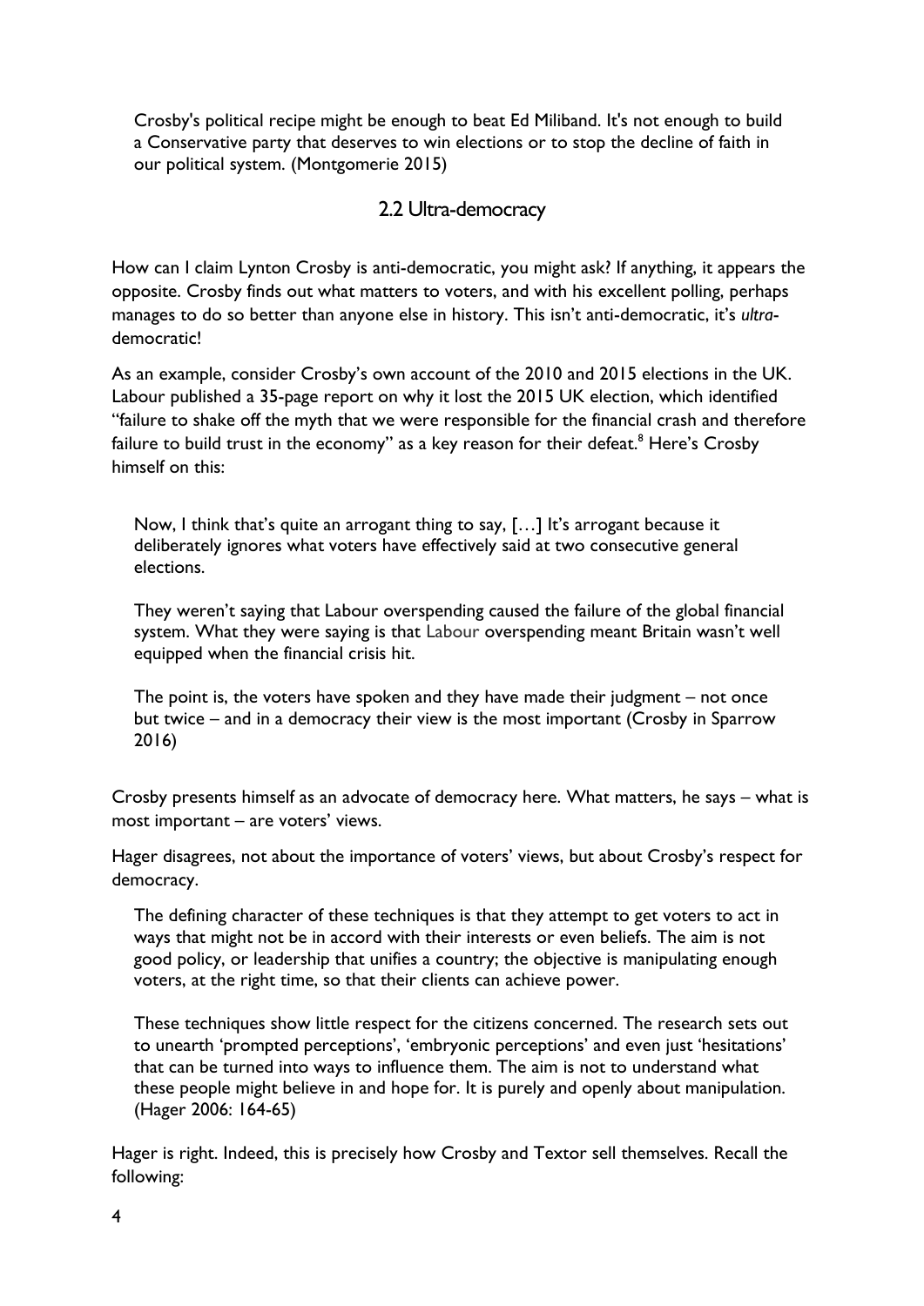> Crosby's political recipe might be enough to beat Ed Miliband. It's not enough to build a Conservative party that deserves to win elections or to stop the decline of faith in our political system. (Montgomerie 2015)

## 2.2 Ultra-democracy

How can I claim Lynton Crosby is anti-democratic, you might ask? If anything, it appears the opposite. Crosby finds out what matters to voters, and with his excellent polling, perhaps manages to do so better than anyone else in history. This isn't anti-democratic, it's *ultra*-democratic!

As an example, consider Crosby's own account of the 2010 and 2015 elections in the UK. Labour published a 35-page report on why it lost the 2015 UK election, which identified "failure to shake off the myth that we were responsible for the financial crash and therefore failure to build trust in the economy" as a key reason for their defeat.[8] Here's Crosby himself on this:

> Now, I think that's quite an arrogant thing to say, […] It's arrogant because it deliberately ignores what voters have effectively said at two consecutive general elections.
>
> They weren't saying that Labour overspending caused the failure of the global financial system. What they were saying is that Labour overspending meant Britain wasn't well equipped when the financial crisis hit.
>
> The point is, the voters have spoken and they have made their judgment – not once but twice – and in a democracy their view is the most important (Crosby in Sparrow 2016)

Crosby presents himself as an advocate of democracy here. What matters, he says – what is most important – are voters' views.

Hager disagrees, not about the importance of voters' views, but about Crosby's respect for democracy.

> The defining character of these techniques is that they attempt to get voters to act in ways that might not be in accord with their interests or even beliefs. The aim is not good policy, or leadership that unifies a country; the objective is manipulating enough voters, at the right time, so that their clients can achieve power.
>
> These techniques show little respect for the citizens concerned. The research sets out to unearth 'prompted perceptions', 'embryonic perceptions' and even just 'hesitations' that can be turned into ways to influence them. The aim is not to understand what these people might believe in and hope for. It is purely and openly about manipulation. (Hager 2006: 164-65)

Hager is right. Indeed, this is precisely how Crosby and Textor sell themselves. Recall the following: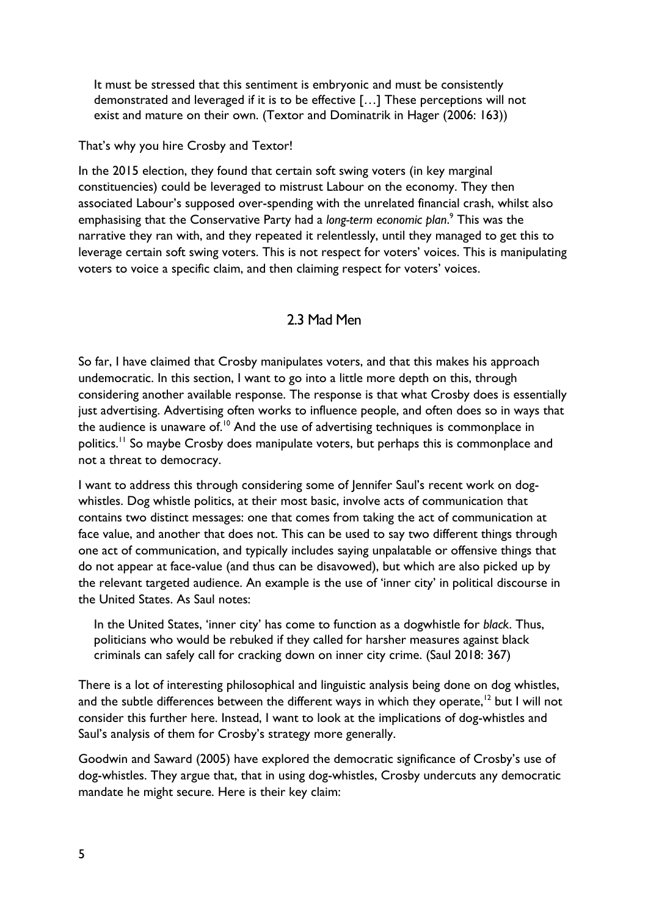> It must be stressed that this sentiment is embryonic and must be consistently demonstrated and leveraged if it is to be effective […] These perceptions will not exist and mature on their own. (Textor and Dominatrik in Hager (2006: 163))

That's why you hire Crosby and Textor!

In the 2015 election, they found that certain soft swing voters (in key marginal constituencies) could be leveraged to mistrust Labour on the economy. They then associated Labour's supposed over-spending with the unrelated financial crash, whilst also emphasising that the Conservative Party had a *long-term economic plan*.[9] This was the narrative they ran with, and they repeated it relentlessly, until they managed to get this to leverage certain soft swing voters. This is not respect for voters' voices. This is manipulating voters to voice a specific claim, and then claiming respect for voters' voices.

## 2.3 Mad Men

So far, I have claimed that Crosby manipulates voters, and that this makes his approach undemocratic. In this section, I want to go into a little more depth on this, through considering another available response. The response is that what Crosby does is essentially just advertising. Advertising often works to influence people, and often does so in ways that the audience is unaware of.[10] And the use of advertising techniques is commonplace in politics.[11] So maybe Crosby does manipulate voters, but perhaps this is commonplace and not a threat to democracy.

I want to address this through considering some of Jennifer Saul's recent work on dog-whistles. Dog whistle politics, at their most basic, involve acts of communication that contains two distinct messages: one that comes from taking the act of communication at face value, and another that does not. This can be used to say two different things through one act of communication, and typically includes saying unpalatable or offensive things that do not appear at face-value (and thus can be disavowed), but which are also picked up by the relevant targeted audience. An example is the use of 'inner city' in political discourse in the United States. As Saul notes:

> In the United States, 'inner city' has come to function as a dogwhistle for *black*. Thus, politicians who would be rebuked if they called for harsher measures against black criminals can safely call for cracking down on inner city crime. (Saul 2018: 367)

There is a lot of interesting philosophical and linguistic analysis being done on dog whistles, and the subtle differences between the different ways in which they operate,[12] but I will not consider this further here. Instead, I want to look at the implications of dog-whistles and Saul's analysis of them for Crosby's strategy more generally.

Goodwin and Saward (2005) have explored the democratic significance of Crosby's use of dog-whistles. They argue that, that in using dog-whistles, Crosby undercuts any democratic mandate he might secure. Here is their key claim: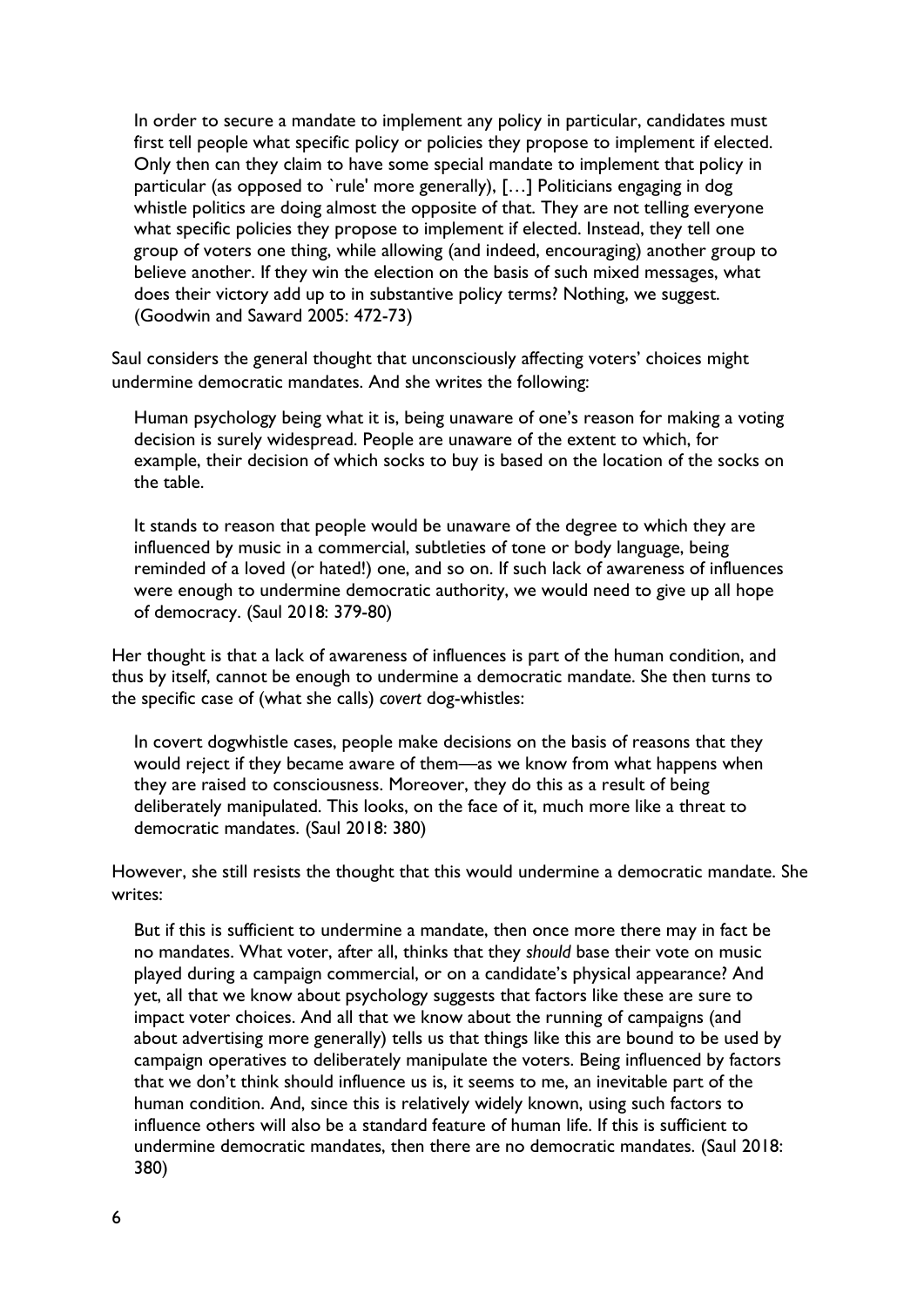> In order to secure a mandate to implement any policy in particular, candidates must first tell people what specific policy or policies they propose to implement if elected. Only then can they claim to have some special mandate to implement that policy in particular (as opposed to `rule' more generally), […] Politicians engaging in dog whistle politics are doing almost the opposite of that. They are not telling everyone what specific policies they propose to implement if elected. Instead, they tell one group of voters one thing, while allowing (and indeed, encouraging) another group to believe another. If they win the election on the basis of such mixed messages, what does their victory add up to in substantive policy terms? Nothing, we suggest. (Goodwin and Saward 2005: 472-73)

Saul considers the general thought that unconsciously affecting voters' choices might undermine democratic mandates. And she writes the following:

> Human psychology being what it is, being unaware of one's reason for making a voting decision is surely widespread. People are unaware of the extent to which, for example, their decision of which socks to buy is based on the location of the socks on the table.
>
> It stands to reason that people would be unaware of the degree to which they are influenced by music in a commercial, subtleties of tone or body language, being reminded of a loved (or hated!) one, and so on. If such lack of awareness of influences were enough to undermine democratic authority, we would need to give up all hope of democracy. (Saul 2018: 379-80)

Her thought is that a lack of awareness of influences is part of the human condition, and thus by itself, cannot be enough to undermine a democratic mandate. She then turns to the specific case of (what she calls) *covert* dog-whistles:

> In covert dogwhistle cases, people make decisions on the basis of reasons that they would reject if they became aware of them—as we know from what happens when they are raised to consciousness. Moreover, they do this as a result of being deliberately manipulated. This looks, on the face of it, much more like a threat to democratic mandates. (Saul 2018: 380)

However, she still resists the thought that this would undermine a democratic mandate. She writes:

> But if this is sufficient to undermine a mandate, then once more there may in fact be no mandates. What voter, after all, thinks that they *should* base their vote on music played during a campaign commercial, or on a candidate's physical appearance? And yet, all that we know about psychology suggests that factors like these are sure to impact voter choices. And all that we know about the running of campaigns (and about advertising more generally) tells us that things like this are bound to be used by campaign operatives to deliberately manipulate the voters. Being influenced by factors that we don't think should influence us is, it seems to me, an inevitable part of the human condition. And, since this is relatively widely known, using such factors to influence others will also be a standard feature of human life. If this is sufficient to undermine democratic mandates, then there are no democratic mandates. (Saul 2018: 380)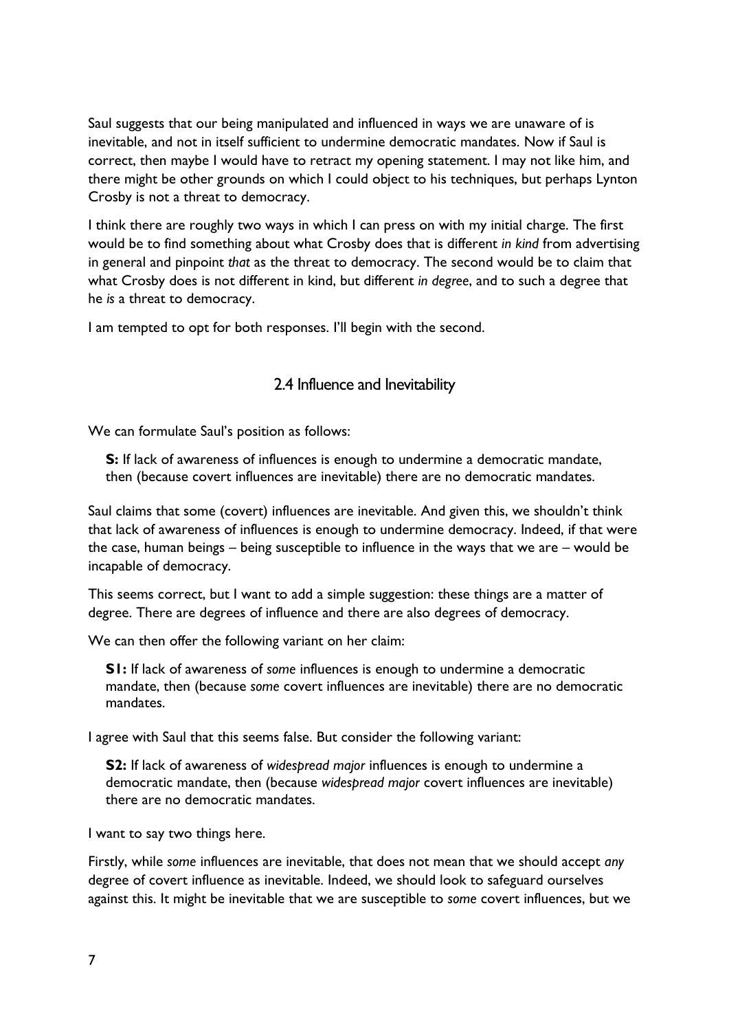Saul suggests that our being manipulated and influenced in ways we are unaware of is inevitable, and not in itself sufficient to undermine democratic mandates. Now if Saul is correct, then maybe I would have to retract my opening statement. I may not like him, and there might be other grounds on which I could object to his techniques, but perhaps Lynton Crosby is not a threat to democracy.

I think there are roughly two ways in which I can press on with my initial charge. The first would be to find something about what Crosby does that is different *in kind* from advertising in general and pinpoint *that* as the threat to democracy. The second would be to claim that what Crosby does is not different in kind, but different *in degree*, and to such a degree that he *is* a threat to democracy.

I am tempted to opt for both responses. I'll begin with the second.

## 2.4 Influence and Inevitability

We can formulate Saul's position as follows:

> **S:** If lack of awareness of influences is enough to undermine a democratic mandate, then (because covert influences are inevitable) there are no democratic mandates.

Saul claims that some (covert) influences are inevitable. And given this, we shouldn't think that lack of awareness of influences is enough to undermine democracy. Indeed, if that were the case, human beings – being susceptible to influence in the ways that we are – would be incapable of democracy.

This seems correct, but I want to add a simple suggestion: these things are a matter of degree. There are degrees of influence and there are also degrees of democracy.

We can then offer the following variant on her claim:

> **S1:** If lack of awareness of *some* influences is enough to undermine a democratic mandate, then (because *some* covert influences are inevitable) there are no democratic mandates.

I agree with Saul that this seems false. But consider the following variant:

> **S2:** If lack of awareness of *widespread major* influences is enough to undermine a democratic mandate, then (because *widespread major* covert influences are inevitable) there are no democratic mandates.

I want to say two things here.

Firstly, while *some* influences are inevitable, that does not mean that we should accept *any* degree of covert influence as inevitable. Indeed, we should look to safeguard ourselves against this. It might be inevitable that we are susceptible to *some* covert influences, but we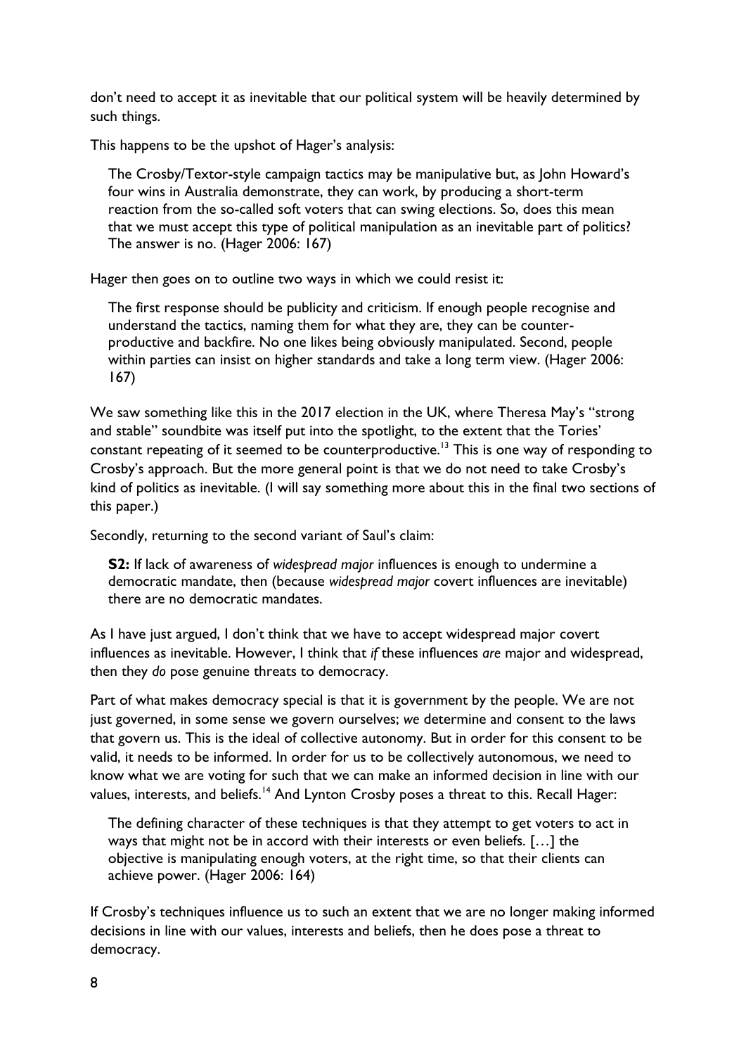don't need to accept it as inevitable that our political system will be heavily determined by such things.

This happens to be the upshot of Hager's analysis:

> The Crosby/Textor-style campaign tactics may be manipulative but, as John Howard's four wins in Australia demonstrate, they can work, by producing a short-term reaction from the so-called soft voters that can swing elections. So, does this mean that we must accept this type of political manipulation as an inevitable part of politics? The answer is no. (Hager 2006: 167)

Hager then goes on to outline two ways in which we could resist it:

> The first response should be publicity and criticism. If enough people recognise and understand the tactics, naming them for what they are, they can be counter-productive and backfire. No one likes being obviously manipulated. Second, people within parties can insist on higher standards and take a long term view. (Hager 2006: 167)

We saw something like this in the 2017 election in the UK, where Theresa May's "strong and stable" soundbite was itself put into the spotlight, to the extent that the Tories' constant repeating of it seemed to be counterproductive.[13] This is one way of responding to Crosby's approach. But the more general point is that we do not need to take Crosby's kind of politics as inevitable. (I will say something more about this in the final two sections of this paper.)

Secondly, returning to the second variant of Saul's claim:

> **S2:** If lack of awareness of *widespread major* influences is enough to undermine a democratic mandate, then (because *widespread major* covert influences are inevitable) there are no democratic mandates.

As I have just argued, I don't think that we have to accept widespread major covert influences as inevitable. However, I think that *if* these influences *are* major and widespread, then they *do* pose genuine threats to democracy.

Part of what makes democracy special is that it is government by the people. We are not just governed, in some sense we govern ourselves; *we* determine and consent to the laws that govern us. This is the ideal of collective autonomy. But in order for this consent to be valid, it needs to be informed. In order for us to be collectively autonomous, we need to know what we are voting for such that we can make an informed decision in line with our values, interests, and beliefs.[14] And Lynton Crosby poses a threat to this. Recall Hager:

> The defining character of these techniques is that they attempt to get voters to act in ways that might not be in accord with their interests or even beliefs. […] the objective is manipulating enough voters, at the right time, so that their clients can achieve power. (Hager 2006: 164)

If Crosby's techniques influence us to such an extent that we are no longer making informed decisions in line with our values, interests and beliefs, then he does pose a threat to democracy.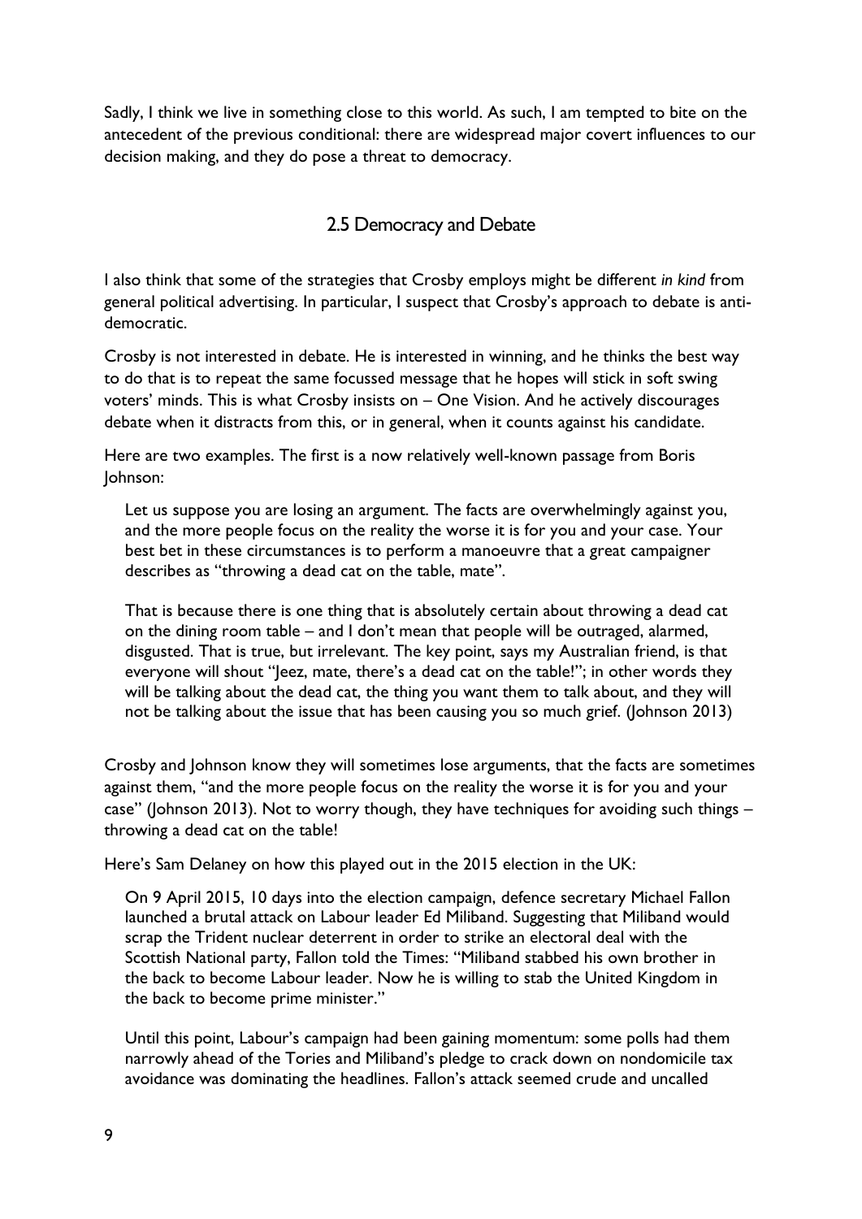Sadly, I think we live in something close to this world. As such, I am tempted to bite on the antecedent of the previous conditional: there are widespread major covert influences to our decision making, and they do pose a threat to democracy.

## 2.5 Democracy and Debate

I also think that some of the strategies that Crosby employs might be different *in kind* from general political advertising. In particular, I suspect that Crosby's approach to debate is anti-democratic.

Crosby is not interested in debate. He is interested in winning, and he thinks the best way to do that is to repeat the same focussed message that he hopes will stick in soft swing voters' minds. This is what Crosby insists on – One Vision. And he actively discourages debate when it distracts from this, or in general, when it counts against his candidate.

Here are two examples. The first is a now relatively well-known passage from Boris Johnson:

> Let us suppose you are losing an argument. The facts are overwhelmingly against you, and the more people focus on the reality the worse it is for you and your case. Your best bet in these circumstances is to perform a manoeuvre that a great campaigner describes as "throwing a dead cat on the table, mate".
>
> That is because there is one thing that is absolutely certain about throwing a dead cat on the dining room table – and I don't mean that people will be outraged, alarmed, disgusted. That is true, but irrelevant. The key point, says my Australian friend, is that everyone will shout "Jeez, mate, there's a dead cat on the table!"; in other words they will be talking about the dead cat, the thing you want them to talk about, and they will not be talking about the issue that has been causing you so much grief. (Johnson 2013)

Crosby and Johnson know they will sometimes lose arguments, that the facts are sometimes against them, "and the more people focus on the reality the worse it is for you and your case" (Johnson 2013). Not to worry though, they have techniques for avoiding such things – throwing a dead cat on the table!

Here's Sam Delaney on how this played out in the 2015 election in the UK:

> On 9 April 2015, 10 days into the election campaign, defence secretary Michael Fallon launched a brutal attack on Labour leader Ed Miliband. Suggesting that Miliband would scrap the Trident nuclear deterrent in order to strike an electoral deal with the Scottish National party, Fallon told the Times: "Miliband stabbed his own brother in the back to become Labour leader. Now he is willing to stab the United Kingdom in the back to become prime minister."
>
> Until this point, Labour's campaign had been gaining momentum: some polls had them narrowly ahead of the Tories and Miliband's pledge to crack down on nondomicile tax avoidance was dominating the headlines. Fallon's attack seemed crude and uncalled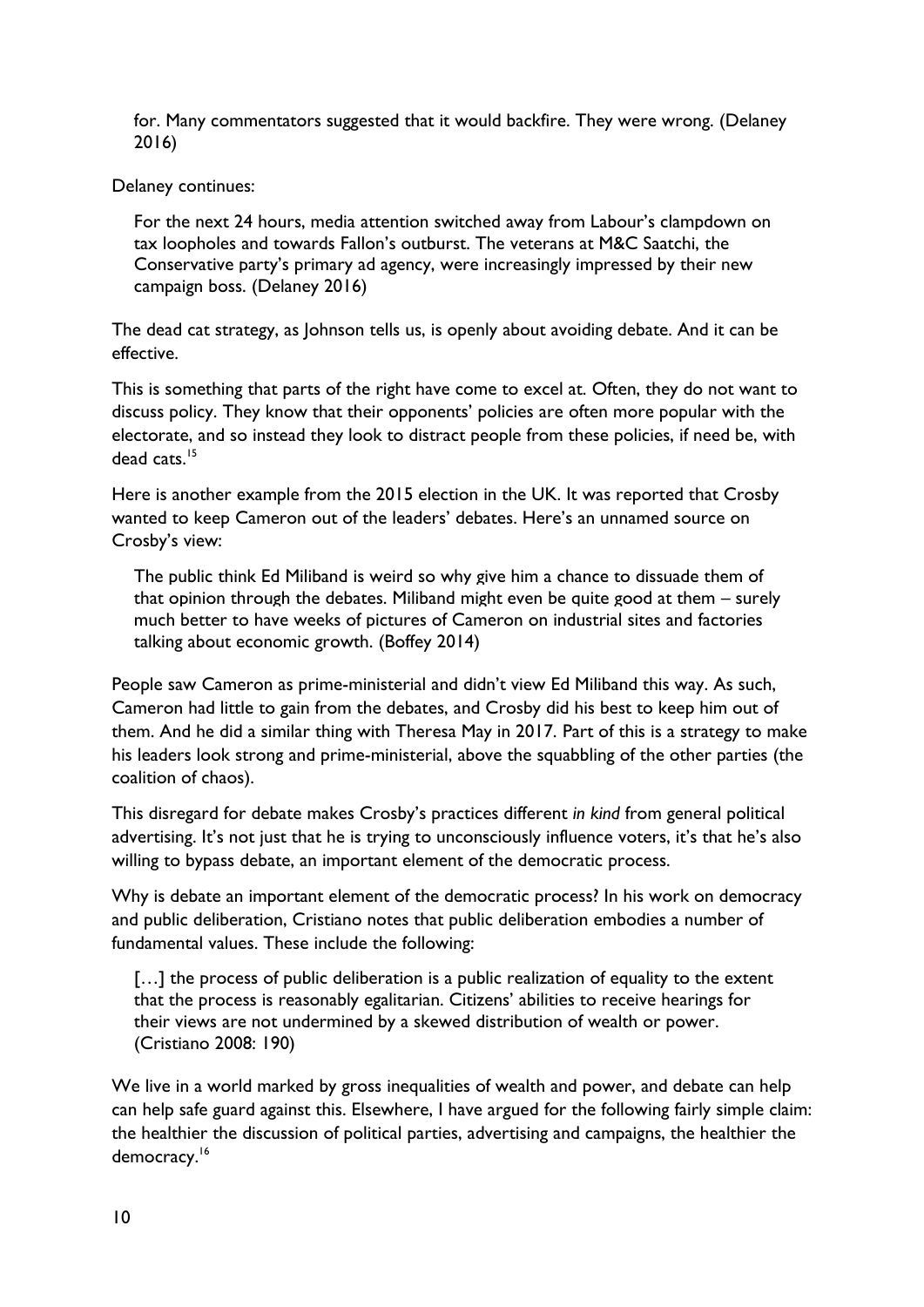> for. Many commentators suggested that it would backfire. They were wrong. (Delaney 2016)

Delaney continues:

> For the next 24 hours, media attention switched away from Labour's clampdown on tax loopholes and towards Fallon's outburst. The veterans at M&C Saatchi, the Conservative party's primary ad agency, were increasingly impressed by their new campaign boss. (Delaney 2016)

The dead cat strategy, as Johnson tells us, is openly about avoiding debate. And it can be effective.

This is something that parts of the right have come to excel at. Often, they do not want to discuss policy. They know that their opponents' policies are often more popular with the electorate, and so instead they look to distract people from these policies, if need be, with dead cats.[15]

Here is another example from the 2015 election in the UK. It was reported that Crosby wanted to keep Cameron out of the leaders' debates. Here's an unnamed source on Crosby's view:

> The public think Ed Miliband is weird so why give him a chance to dissuade them of that opinion through the debates. Miliband might even be quite good at them – surely much better to have weeks of pictures of Cameron on industrial sites and factories talking about economic growth. (Boffey 2014)

People saw Cameron as prime-ministerial and didn't view Ed Miliband this way. As such, Cameron had little to gain from the debates, and Crosby did his best to keep him out of them. And he did a similar thing with Theresa May in 2017. Part of this is a strategy to make his leaders look strong and prime-ministerial, above the squabbling of the other parties (the coalition of chaos).

This disregard for debate makes Crosby's practices different *in kind* from general political advertising. It's not just that he is trying to unconsciously influence voters, it's that he's also willing to bypass debate, an important element of the democratic process.

Why is debate an important element of the democratic process? In his work on democracy and public deliberation, Cristiano notes that public deliberation embodies a number of fundamental values. These include the following:

> […] the process of public deliberation is a public realization of equality to the extent that the process is reasonably egalitarian. Citizens' abilities to receive hearings for their views are not undermined by a skewed distribution of wealth or power. (Cristiano 2008: 190)

We live in a world marked by gross inequalities of wealth and power, and debate can help can help safe guard against this. Elsewhere, I have argued for the following fairly simple claim: the healthier the discussion of political parties, advertising and campaigns, the healthier the democracy.[16]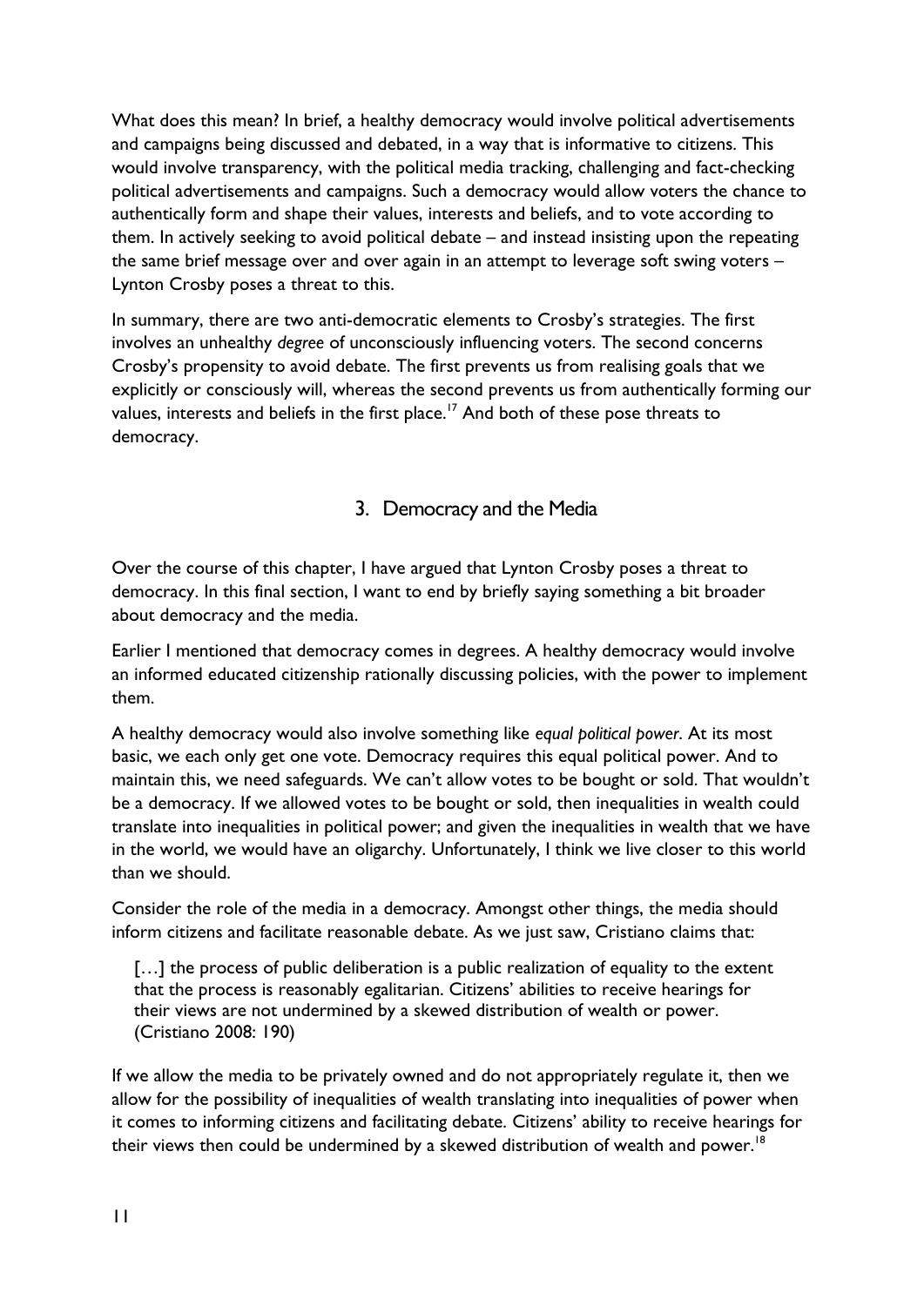What does this mean? In brief, a healthy democracy would involve political advertisements and campaigns being discussed and debated, in a way that is informative to citizens. This would involve transparency, with the political media tracking, challenging and fact-checking political advertisements and campaigns. Such a democracy would allow voters the chance to authentically form and shape their values, interests and beliefs, and to vote according to them. In actively seeking to avoid political debate – and instead insisting upon the repeating the same brief message over and over again in an attempt to leverage soft swing voters – Lynton Crosby poses a threat to this.

In summary, there are two anti-democratic elements to Crosby's strategies. The first involves an unhealthy *degree* of unconsciously influencing voters. The second concerns Crosby's propensity to avoid debate. The first prevents us from realising goals that we explicitly or consciously will, whereas the second prevents us from authentically forming our values, interests and beliefs in the first place.[17] And both of these pose threats to democracy.

## 3. Democracy and the Media

Over the course of this chapter, I have argued that Lynton Crosby poses a threat to democracy. In this final section, I want to end by briefly saying something a bit broader about democracy and the media.

Earlier I mentioned that democracy comes in degrees. A healthy democracy would involve an informed educated citizenship rationally discussing policies, with the power to implement them.

A healthy democracy would also involve something like *equal political power*. At its most basic, we each only get one vote. Democracy requires this equal political power. And to maintain this, we need safeguards. We can't allow votes to be bought or sold. That wouldn't be a democracy. If we allowed votes to be bought or sold, then inequalities in wealth could translate into inequalities in political power; and given the inequalities in wealth that we have in the world, we would have an oligarchy. Unfortunately, I think we live closer to this world than we should.

Consider the role of the media in a democracy. Amongst other things, the media should inform citizens and facilitate reasonable debate. As we just saw, Cristiano claims that:

> […] the process of public deliberation is a public realization of equality to the extent that the process is reasonably egalitarian. Citizens' abilities to receive hearings for their views are not undermined by a skewed distribution of wealth or power. (Cristiano 2008: 190)

If we allow the media to be privately owned and do not appropriately regulate it, then we allow for the possibility of inequalities of wealth translating into inequalities of power when it comes to informing citizens and facilitating debate. Citizens' ability to receive hearings for their views then could be undermined by a skewed distribution of wealth and power.[18]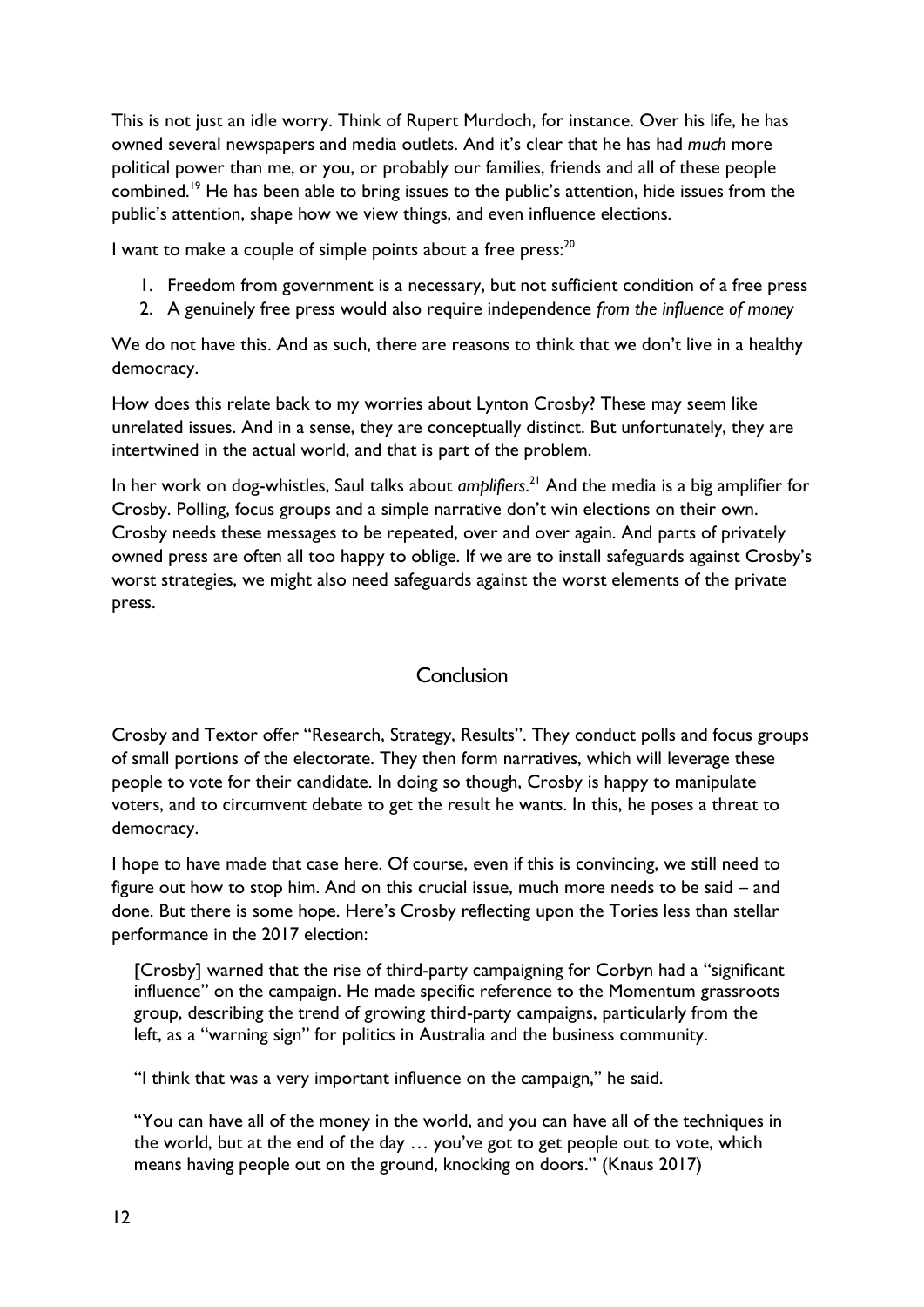This is not just an idle worry. Think of Rupert Murdoch, for instance. Over his life, he has owned several newspapers and media outlets. And it's clear that he has had *much* more political power than me, or you, or probably our families, friends and all of these people combined.[19] He has been able to bring issues to the public's attention, hide issues from the public's attention, shape how we view things, and even influence elections.

I want to make a couple of simple points about a free press:[20]

1. Freedom from government is a necessary, but not sufficient condition of a free press
2. A genuinely free press would also require independence *from the influence of money*

We do not have this. And as such, there are reasons to think that we don't live in a healthy democracy.

How does this relate back to my worries about Lynton Crosby? These may seem like unrelated issues. And in a sense, they are conceptually distinct. But unfortunately, they are intertwined in the actual world, and that is part of the problem.

In her work on dog-whistles, Saul talks about *amplifiers*.[21] And the media is a big amplifier for Crosby. Polling, focus groups and a simple narrative don't win elections on their own. Crosby needs these messages to be repeated, over and over again. And parts of privately owned press are often all too happy to oblige. If we are to install safeguards against Crosby's worst strategies, we might also need safeguards against the worst elements of the private press.

## Conclusion

Crosby and Textor offer "Research, Strategy, Results". They conduct polls and focus groups of small portions of the electorate. They then form narratives, which will leverage these people to vote for their candidate. In doing so though, Crosby is happy to manipulate voters, and to circumvent debate to get the result he wants. In this, he poses a threat to democracy.

I hope to have made that case here. Of course, even if this is convincing, we still need to figure out how to stop him. And on this crucial issue, much more needs to be said – and done. But there is some hope. Here's Crosby reflecting upon the Tories less than stellar performance in the 2017 election:

> [Crosby] warned that the rise of third-party campaigning for Corbyn had a "significant influence" on the campaign. He made specific reference to the Momentum grassroots group, describing the trend of growing third-party campaigns, particularly from the left, as a "warning sign" for politics in Australia and the business community.
>
> "I think that was a very important influence on the campaign," he said.
>
> "You can have all of the money in the world, and you can have all of the techniques in the world, but at the end of the day … you've got to get people out to vote, which means having people out on the ground, knocking on doors." (Knaus 2017)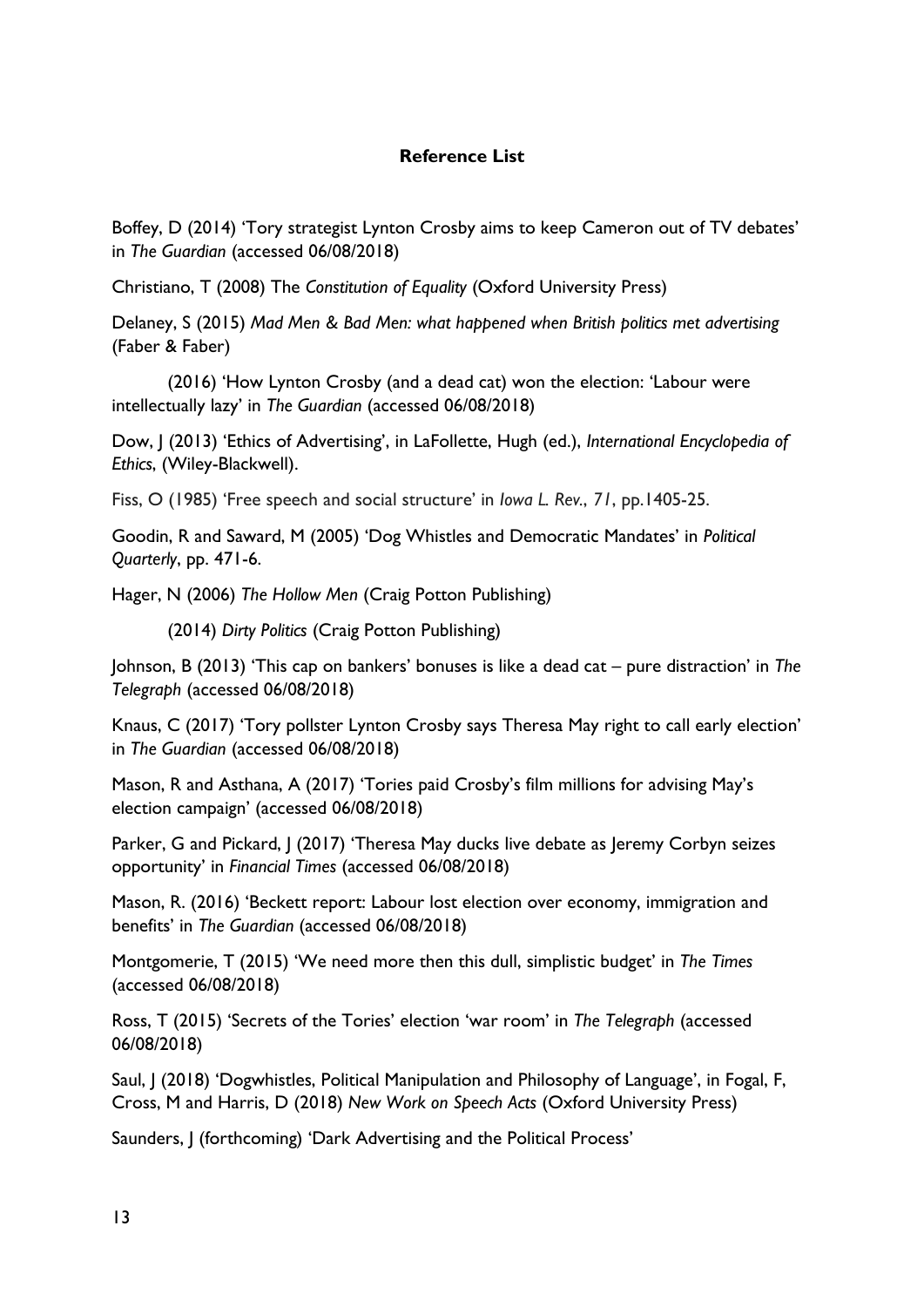**Reference List**

Boffey, D (2014) 'Tory strategist Lynton Crosby aims to keep Cameron out of TV debates' in *The Guardian* (accessed 06/08/2018)

Christiano, T (2008) The *Constitution of Equality* (Oxford University Press)

Delaney, S (2015) *Mad Men & Bad Men: what happened when British politics met advertising* (Faber & Faber)

(2016) 'How Lynton Crosby (and a dead cat) won the election: 'Labour were intellectually lazy' in *The Guardian* (accessed 06/08/2018)

Dow, J (2013) 'Ethics of Advertising', in LaFollette, Hugh (ed.), *International Encyclopedia of Ethics*, (Wiley-Blackwell).

Fiss, O (1985) 'Free speech and social structure' in *Iowa L. Rev.*, *71*, pp.1405-25.

Goodin, R and Saward, M (2005) 'Dog Whistles and Democratic Mandates' in *Political Quarterly*, pp. 471-6.

Hager, N (2006) *The Hollow Men* (Craig Potton Publishing)

(2014) *Dirty Politics* (Craig Potton Publishing)

Johnson, B (2013) 'This cap on bankers' bonuses is like a dead cat – pure distraction' in *The Telegraph* (accessed 06/08/2018)

Knaus, C (2017) 'Tory pollster Lynton Crosby says Theresa May right to call early election' in *The Guardian* (accessed 06/08/2018)

Mason, R and Asthana, A (2017) 'Tories paid Crosby's film millions for advising May's election campaign' (accessed 06/08/2018)

Parker, G and Pickard, J (2017) 'Theresa May ducks live debate as Jeremy Corbyn seizes opportunity' in *Financial Times* (accessed 06/08/2018)

Mason, R. (2016) 'Beckett report: Labour lost election over economy, immigration and benefits' in *The Guardian* (accessed 06/08/2018)

Montgomerie, T (2015) 'We need more then this dull, simplistic budget' in *The Times* (accessed 06/08/2018)

Ross, T (2015) 'Secrets of the Tories' election 'war room' in *The Telegraph* (accessed 06/08/2018)

Saul, J (2018) 'Dogwhistles, Political Manipulation and Philosophy of Language', in Fogal, F, Cross, M and Harris, D (2018) *New Work on Speech Acts* (Oxford University Press)

Saunders, J (forthcoming) 'Dark Advertising and the Political Process'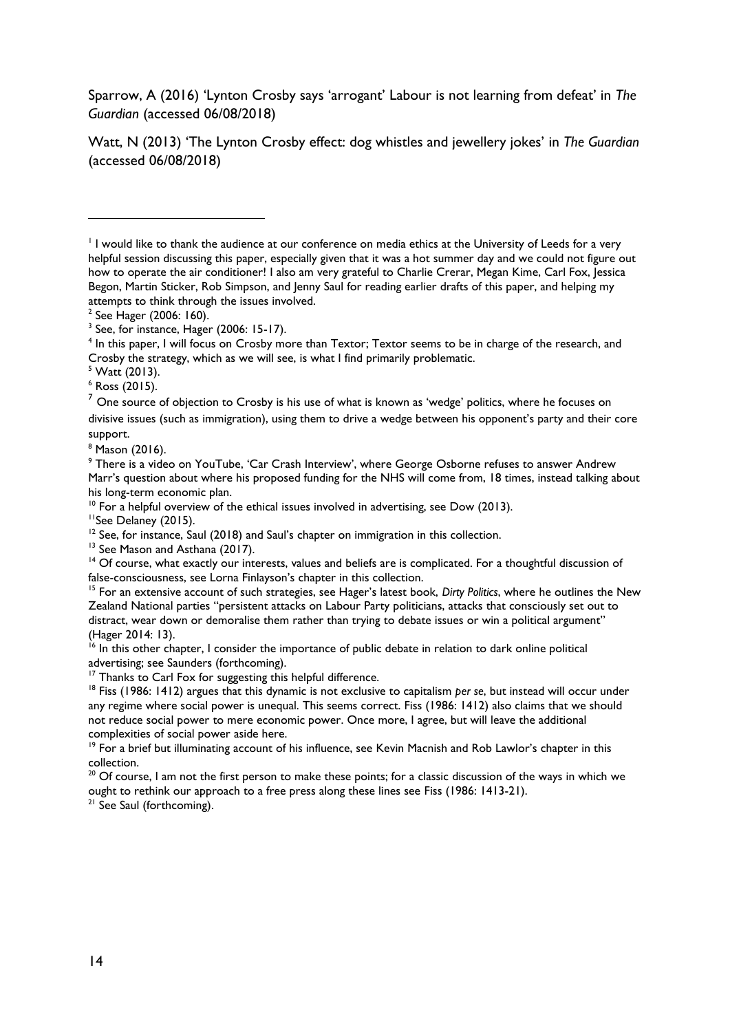Sparrow, A (2016) 'Lynton Crosby says 'arrogant' Labour is not learning from defeat' in *The Guardian* (accessed 06/08/2018)

Watt, N (2013) 'The Lynton Crosby effect: dog whistles and jewellery jokes' in *The Guardian* (accessed 06/08/2018)

---

[1] I would like to thank the audience at our conference on media ethics at the University of Leeds for a very helpful session discussing this paper, especially given that it was a hot summer day and we could not figure out how to operate the air conditioner! I also am very grateful to Charlie Crerar, Megan Kime, Carl Fox, Jessica Begon, Martin Sticker, Rob Simpson, and Jenny Saul for reading earlier drafts of this paper, and helping my attempts to think through the issues involved.

[2] See Hager (2006: 160).

[3] See, for instance, Hager (2006: 15-17).

[4] In this paper, I will focus on Crosby more than Textor; Textor seems to be in charge of the research, and Crosby the strategy, which as we will see, is what I find primarily problematic.

[5] Watt (2013).

[6] Ross (2015).

[7] One source of objection to Crosby is his use of what is known as 'wedge' politics, where he focuses on divisive issues (such as immigration), using them to drive a wedge between his opponent's party and their core support.

[8] Mason (2016).

[9] There is a video on YouTube, 'Car Crash Interview', where George Osborne refuses to answer Andrew Marr's question about where his proposed funding for the NHS will come from, 18 times, instead talking about his long-term economic plan.

[10] For a helpful overview of the ethical issues involved in advertising, see Dow (2013).

[11] See Delaney (2015).

[12] See, for instance, Saul (2018) and Saul's chapter on immigration in this collection.

[13] See Mason and Asthana (2017).

[14] Of course, what exactly our interests, values and beliefs are is complicated. For a thoughtful discussion of false-consciousness, see Lorna Finlayson's chapter in this collection.

[15] For an extensive account of such strategies, see Hager's latest book, *Dirty Politics*, where he outlines the New Zealand National parties "persistent attacks on Labour Party politicians, attacks that consciously set out to distract, wear down or demoralise them rather than trying to debate issues or win a political argument" (Hager 2014: 13).

[16] In this other chapter, I consider the importance of public debate in relation to dark online political advertising; see Saunders (forthcoming).

[17] Thanks to Carl Fox for suggesting this helpful difference.

[18] Fiss (1986: 1412) argues that this dynamic is not exclusive to capitalism *per se*, but instead will occur under any regime where social power is unequal. This seems correct. Fiss (1986: 1412) also claims that we should not reduce social power to mere economic power. Once more, I agree, but will leave the additional complexities of social power aside here.

[19] For a brief but illuminating account of his influence, see Kevin Macnish and Rob Lawlor's chapter in this collection.

[20] Of course, I am not the first person to make these points; for a classic discussion of the ways in which we ought to rethink our approach to a free press along these lines see Fiss (1986: 1413-21).

[21] See Saul (forthcoming).